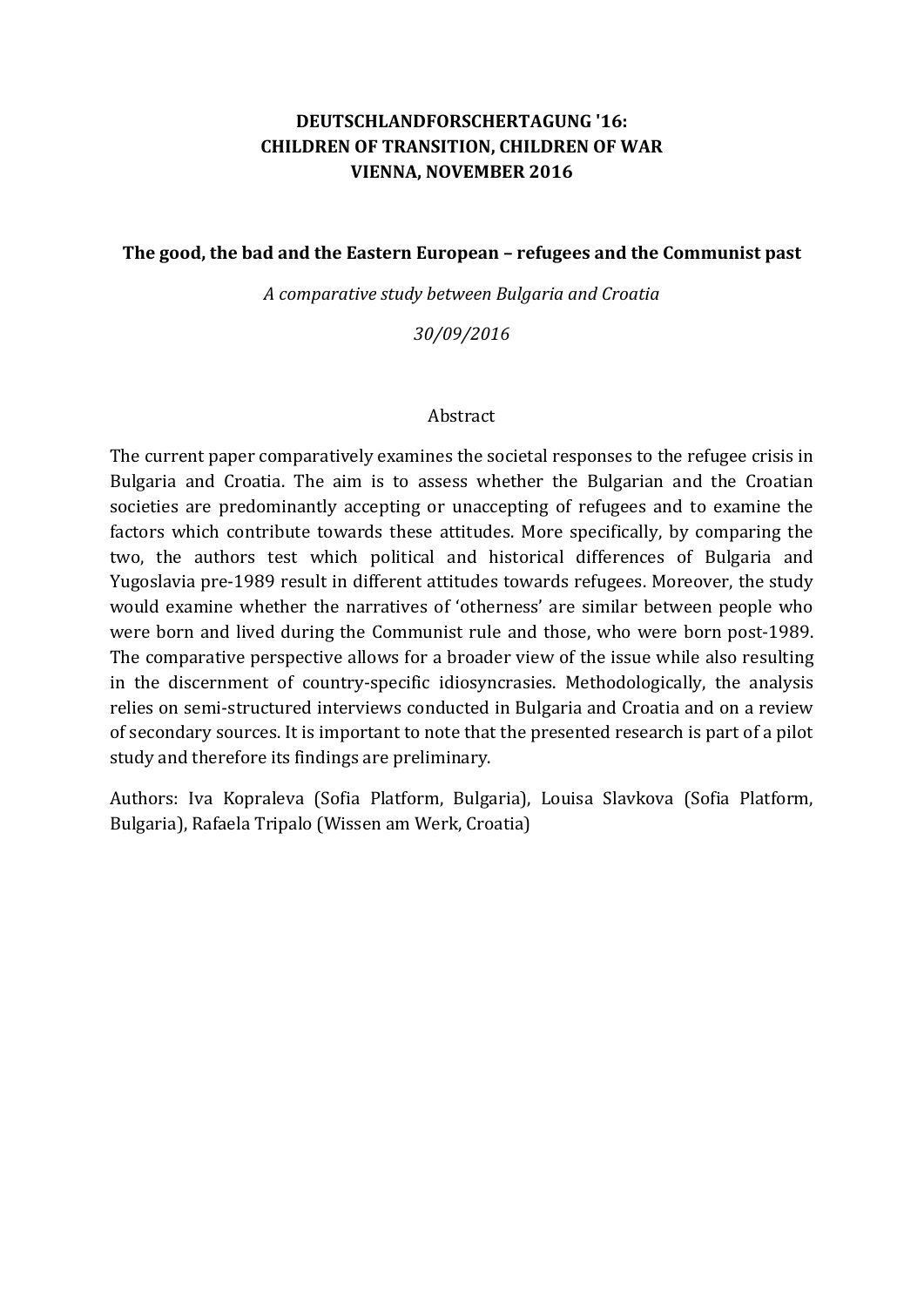# DEUTSCHLANDFORSCHERTAGUNG '16: CHILDREN OF TRANSITION, CHILDREN OF WAR VIENNA, NOVEMBER 2016

## The good, the bad and the Eastern European – refugees and the Communist past

*A comparative study between Bulgaria and Croatia*

*30/09/2016*

### Abstract

The current paper comparatively examines the societal responses to the refugee crisis in Bulgaria and Croatia. The aim is to assess whether the Bulgarian and the Croatian societies are predominantly accepting or unaccepting of refugees and to examine the factors which contribute towards these attitudes. More specifically, by comparing the two, the authors test which political and historical differences of Bulgaria and Yugoslavia pre-1989 result in different attitudes towards refugees. Moreover, the study would examine whether the narratives of 'otherness' are similar between people who were born and lived during the Communist rule and those, who were born post-1989. The comparative perspective allows for a broader view of the issue while also resulting in the discernment of country-specific idiosyncrasies. Methodologically, the analysis relies on semi-structured interviews conducted in Bulgaria and Croatia and on a review of secondary sources. It is important to note that the presented research is part of a pilot study and therefore its findings are preliminary.

Authors: Iva Kopraleva (Sofia Platform, Bulgaria), Louisa Slavkova (Sofia Platform, Bulgaria), Rafaela Tripalo (Wissen am Werk, Croatia)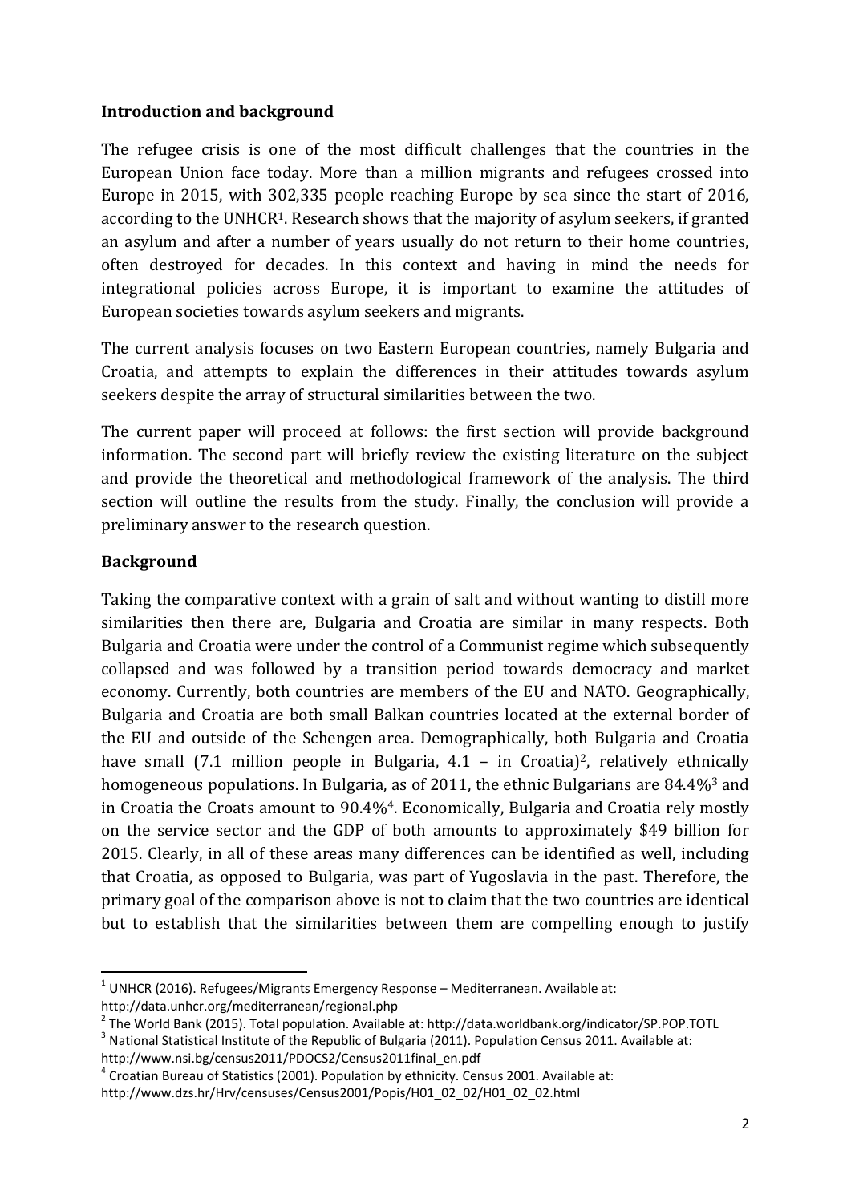## Introduction and background

The refugee crisis is one of the most difficult challenges that the countries in the European Union face today. More than a million migrants and refugees crossed into Europe in 2015, with 302,335 people reaching Europe by sea since the start of 2016, according to the UNHCR[1]. Research shows that the majority of asylum seekers, if granted an asylum and after a number of years usually do not return to their home countries, often destroyed for decades. In this context and having in mind the needs for integrational policies across Europe, it is important to examine the attitudes of European societies towards asylum seekers and migrants.

The current analysis focuses on two Eastern European countries, namely Bulgaria and Croatia, and attempts to explain the differences in their attitudes towards asylum seekers despite the array of structural similarities between the two.

The current paper will proceed at follows: the first section will provide background information. The second part will briefly review the existing literature on the subject and provide the theoretical and methodological framework of the analysis. The third section will outline the results from the study. Finally, the conclusion will provide a preliminary answer to the research question.

## Background

Taking the comparative context with a grain of salt and without wanting to distill more similarities then there are, Bulgaria and Croatia are similar in many respects. Both Bulgaria and Croatia were under the control of a Communist regime which subsequently collapsed and was followed by a transition period towards democracy and market economy. Currently, both countries are members of the EU and NATO. Geographically, Bulgaria and Croatia are both small Balkan countries located at the external border of the EU and outside of the Schengen area. Demographically, both Bulgaria and Croatia have small (7.1 million people in Bulgaria, 4.1 – in Croatia)[2], relatively ethnically homogeneous populations. In Bulgaria, as of 2011, the ethnic Bulgarians are 84.4%[3] and in Croatia the Croats amount to 90.4%[4]. Economically, Bulgaria and Croatia rely mostly on the service sector and the GDP of both amounts to approximately $49 billion for 2015. Clearly, in all of these areas many differences can be identified as well, including that Croatia, as opposed to Bulgaria, was part of Yugoslavia in the past. Therefore, the primary goal of the comparison above is not to claim that the two countries are identical but to establish that the similarities between them are compelling enough to justify

---

[1] UNHCR (2016). Refugees/Migrants Emergency Response – Mediterranean. Available at: http://data.unhcr.org/mediterranean/regional.php

[2] The World Bank (2015). Total population. Available at: http://data.worldbank.org/indicator/SP.POP.TOTL

[3] National Statistical Institute of the Republic of Bulgaria (2011). Population Census 2011. Available at: http://www.nsi.bg/census2011/PDOCS2/Census2011final_en.pdf

[4] Croatian Bureau of Statistics (2001). Population by ethnicity. Census 2001. Available at: http://www.dzs.hr/Hrv/censuses/Census2001/Popis/H01_02_02/H01_02_02.html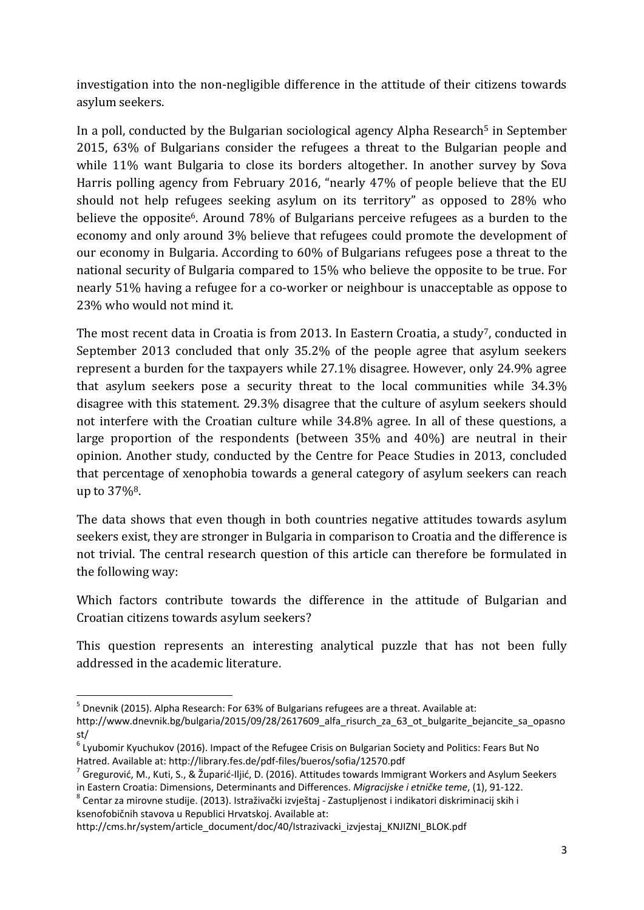investigation into the non-negligible difference in the attitude of their citizens towards asylum seekers.

In a poll, conducted by the Bulgarian sociological agency Alpha Research[5] in September 2015, 63% of Bulgarians consider the refugees a threat to the Bulgarian people and while 11% want Bulgaria to close its borders altogether. In another survey by Sova Harris polling agency from February 2016, "nearly 47% of people believe that the EU should not help refugees seeking asylum on its territory" as opposed to 28% who believe the opposite[6]. Around 78% of Bulgarians perceive refugees as a burden to the economy and only around 3% believe that refugees could promote the development of our economy in Bulgaria. According to 60% of Bulgarians refugees pose a threat to the national security of Bulgaria compared to 15% who believe the opposite to be true. For nearly 51% having a refugee for a co-worker or neighbour is unacceptable as oppose to 23% who would not mind it.

The most recent data in Croatia is from 2013. In Eastern Croatia, a study[7], conducted in September 2013 concluded that only 35.2% of the people agree that asylum seekers represent a burden for the taxpayers while 27.1% disagree. However, only 24.9% agree that asylum seekers pose a security threat to the local communities while 34.3% disagree with this statement. 29.3% disagree that the culture of asylum seekers should not interfere with the Croatian culture while 34.8% agree. In all of these questions, a large proportion of the respondents (between 35% and 40%) are neutral in their opinion. Another study, conducted by the Centre for Peace Studies in 2013, concluded that percentage of xenophobia towards a general category of asylum seekers can reach up to 37%[8].

The data shows that even though in both countries negative attitudes towards asylum seekers exist, they are stronger in Bulgaria in comparison to Croatia and the difference is not trivial. The central research question of this article can therefore be formulated in the following way:

Which factors contribute towards the difference in the attitude of Bulgarian and Croatian citizens towards asylum seekers?

This question represents an interesting analytical puzzle that has not been fully addressed in the academic literature.

---

[5] Dnevnik (2015). Alpha Research: For 63% of Bulgarians refugees are a threat. Available at: http://www.dnevnik.bg/bulgaria/2015/09/28/2617609_alfa_risurch_za_63_ot_bulgarite_bejancite_sa_opasnost/

[6] Lyubomir Kyuchukov (2016). Impact of the Refugee Crisis on Bulgarian Society and Politics: Fears But No Hatred. Available at: http://library.fes.de/pdf-files/bueros/sofia/12570.pdf

[7] Gregurović, M., Kuti, S., & Župarić-Iljić, D. (2016). Attitudes towards Immigrant Workers and Asylum Seekers in Eastern Croatia: Dimensions, Determinants and Differences. *Migracijske i etničke teme*, (1), 91-122.

[8] Centar za mirovne studije. (2013). Istraživački izvještaj - Zastupljenost i indikatori diskriminacij skih i ksenofobičnih stavova u Republici Hrvatskoj. Available at: http://cms.hr/system/article_document/doc/40/Istrazivacki_izvjestaj_KNJIZNI_BLOK.pdf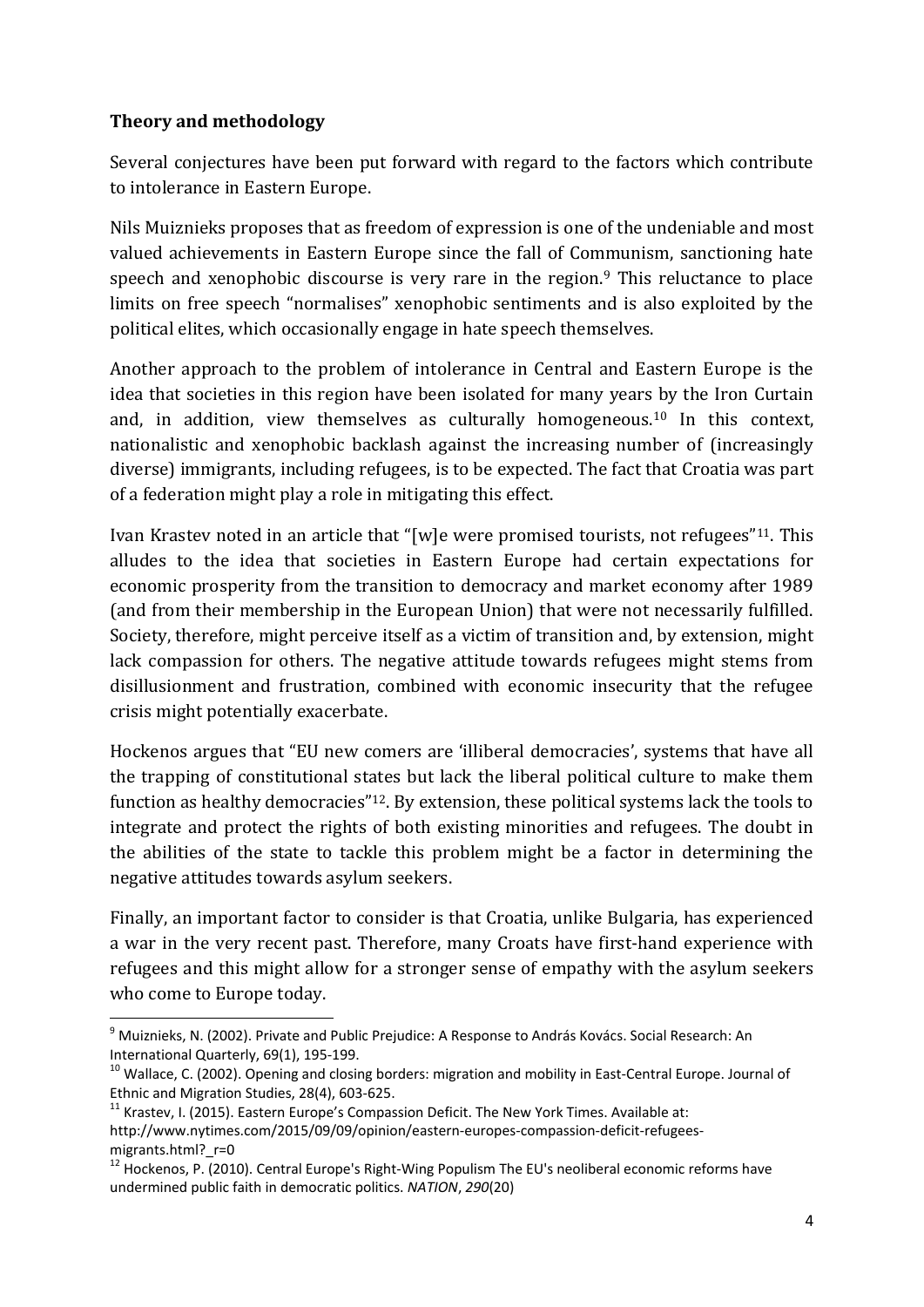**Theory and methodology**

Several conjectures have been put forward with regard to the factors which contribute to intolerance in Eastern Europe.

Nils Muiznieks proposes that as freedom of expression is one of the undeniable and most valued achievements in Eastern Europe since the fall of Communism, sanctioning hate speech and xenophobic discourse is very rare in the region.[9] This reluctance to place limits on free speech "normalises" xenophobic sentiments and is also exploited by the political elites, which occasionally engage in hate speech themselves.

Another approach to the problem of intolerance in Central and Eastern Europe is the idea that societies in this region have been isolated for many years by the Iron Curtain and, in addition, view themselves as culturally homogeneous.[10] In this context, nationalistic and xenophobic backlash against the increasing number of (increasingly diverse) immigrants, including refugees, is to be expected. The fact that Croatia was part of a federation might play a role in mitigating this effect.

Ivan Krastev noted in an article that "[w]e were promised tourists, not refugees"[11]. This alludes to the idea that societies in Eastern Europe had certain expectations for economic prosperity from the transition to democracy and market economy after 1989 (and from their membership in the European Union) that were not necessarily fulfilled. Society, therefore, might perceive itself as a victim of transition and, by extension, might lack compassion for others. The negative attitude towards refugees might stems from disillusionment and frustration, combined with economic insecurity that the refugee crisis might potentially exacerbate.

Hockenos argues that "EU new comers are 'illiberal democracies', systems that have all the trapping of constitutional states but lack the liberal political culture to make them function as healthy democracies"[12]. By extension, these political systems lack the tools to integrate and protect the rights of both existing minorities and refugees. The doubt in the abilities of the state to tackle this problem might be a factor in determining the negative attitudes towards asylum seekers.

Finally, an important factor to consider is that Croatia, unlike Bulgaria, has experienced a war in the very recent past. Therefore, many Croats have first-hand experience with refugees and this might allow for a stronger sense of empathy with the asylum seekers who come to Europe today.

---

[9] Muiznieks, N. (2002). Private and Public Prejudice: A Response to András Kovács. Social Research: An International Quarterly, 69(1), 195-199.

[10] Wallace, C. (2002). Opening and closing borders: migration and mobility in East-Central Europe. Journal of Ethnic and Migration Studies, 28(4), 603-625.

[11] Krastev, I. (2015). Eastern Europe's Compassion Deficit. The New York Times. Available at: http://www.nytimes.com/2015/09/09/opinion/eastern-europes-compassion-deficit-refugees-migrants.html?_r=0

[12] Hockenos, P. (2010). Central Europe's Right-Wing Populism The EU's neoliberal economic reforms have undermined public faith in democratic politics. *NATION*, *290*(20)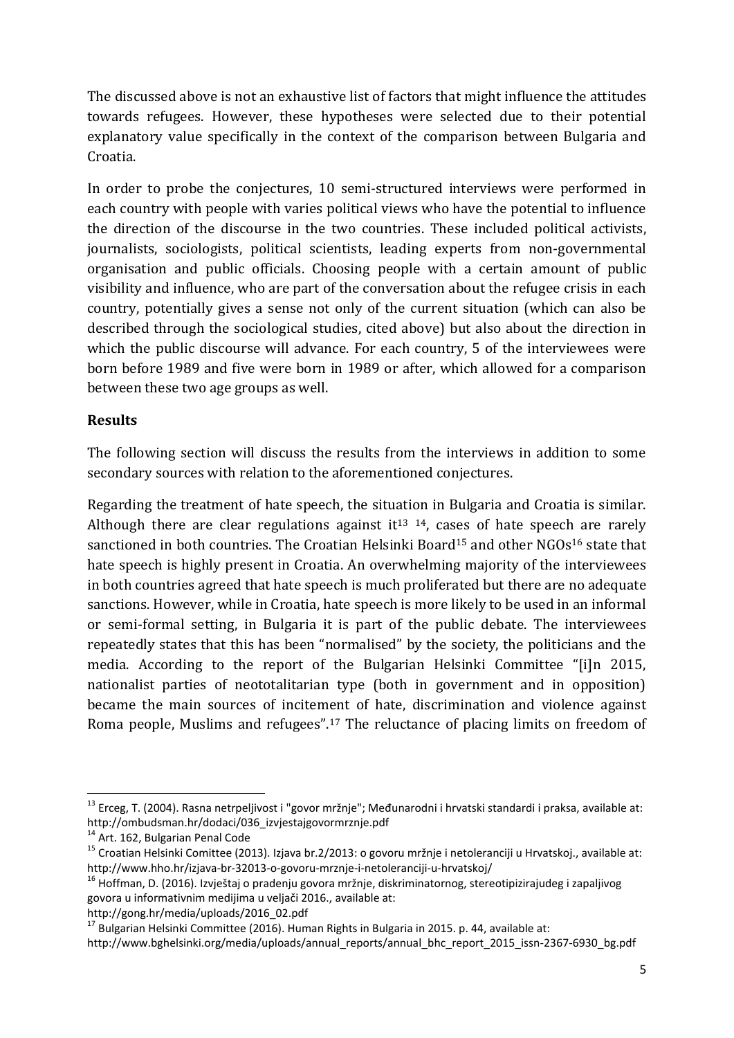The discussed above is not an exhaustive list of factors that might influence the attitudes towards refugees. However, these hypotheses were selected due to their potential explanatory value specifically in the context of the comparison between Bulgaria and Croatia.

In order to probe the conjectures, 10 semi-structured interviews were performed in each country with people with varies political views who have the potential to influence the direction of the discourse in the two countries. These included political activists, journalists, sociologists, political scientists, leading experts from non-governmental organisation and public officials. Choosing people with a certain amount of public visibility and influence, who are part of the conversation about the refugee crisis in each country, potentially gives a sense not only of the current situation (which can also be described through the sociological studies, cited above) but also about the direction in which the public discourse will advance. For each country, 5 of the interviewees were born before 1989 and five were born in 1989 or after, which allowed for a comparison between these two age groups as well.

## Results

The following section will discuss the results from the interviews in addition to some secondary sources with relation to the aforementioned conjectures.

Regarding the treatment of hate speech, the situation in Bulgaria and Croatia is similar. Although there are clear regulations against it[13] [14], cases of hate speech are rarely sanctioned in both countries. The Croatian Helsinki Board[15] and other NGOs[16] state that hate speech is highly present in Croatia. An overwhelming majority of the interviewees in both countries agreed that hate speech is much proliferated but there are no adequate sanctions. However, while in Croatia, hate speech is more likely to be used in an informal or semi-formal setting, in Bulgaria it is part of the public debate. The interviewees repeatedly states that this has been "normalised" by the society, the politicians and the media. According to the report of the Bulgarian Helsinki Committee "[i]n 2015, nationalist parties of neototalitarian type (both in government and in opposition) became the main sources of incitement of hate, discrimination and violence against Roma people, Muslims and refugees".[17] The reluctance of placing limits on freedom of

---

[13] Erceg, T. (2004). Rasna netrpeljivost i "govor mržnje"; Međunarodni i hrvatski standardi i praksa, available at: http://ombudsman.hr/dodaci/036_izvjestajgovormrznje.pdf

[14] Art. 162, Bulgarian Penal Code

[15] Croatian Helsinki Comittee (2013). Izjava br.2/2013: o govoru mržnje i netoleranciji u Hrvatskoj., available at: http://www.hho.hr/izjava-br-32013-o-govoru-mrznje-i-netoleranciji-u-hrvatskoj/

[16] Hoffman, D. (2016). Izvještaj o pradenju govora mržnje, diskriminatornog, stereotipizirajudeg i zapaljivog govora u informativnim medijima u veljači 2016., available at: http://gong.hr/media/uploads/2016_02.pdf

[17] Bulgarian Helsinki Committee (2016). Human Rights in Bulgaria in 2015. p. 44, available at: http://www.bghelsinki.org/media/uploads/annual_reports/annual_bhc_report_2015_issn-2367-6930_bg.pdf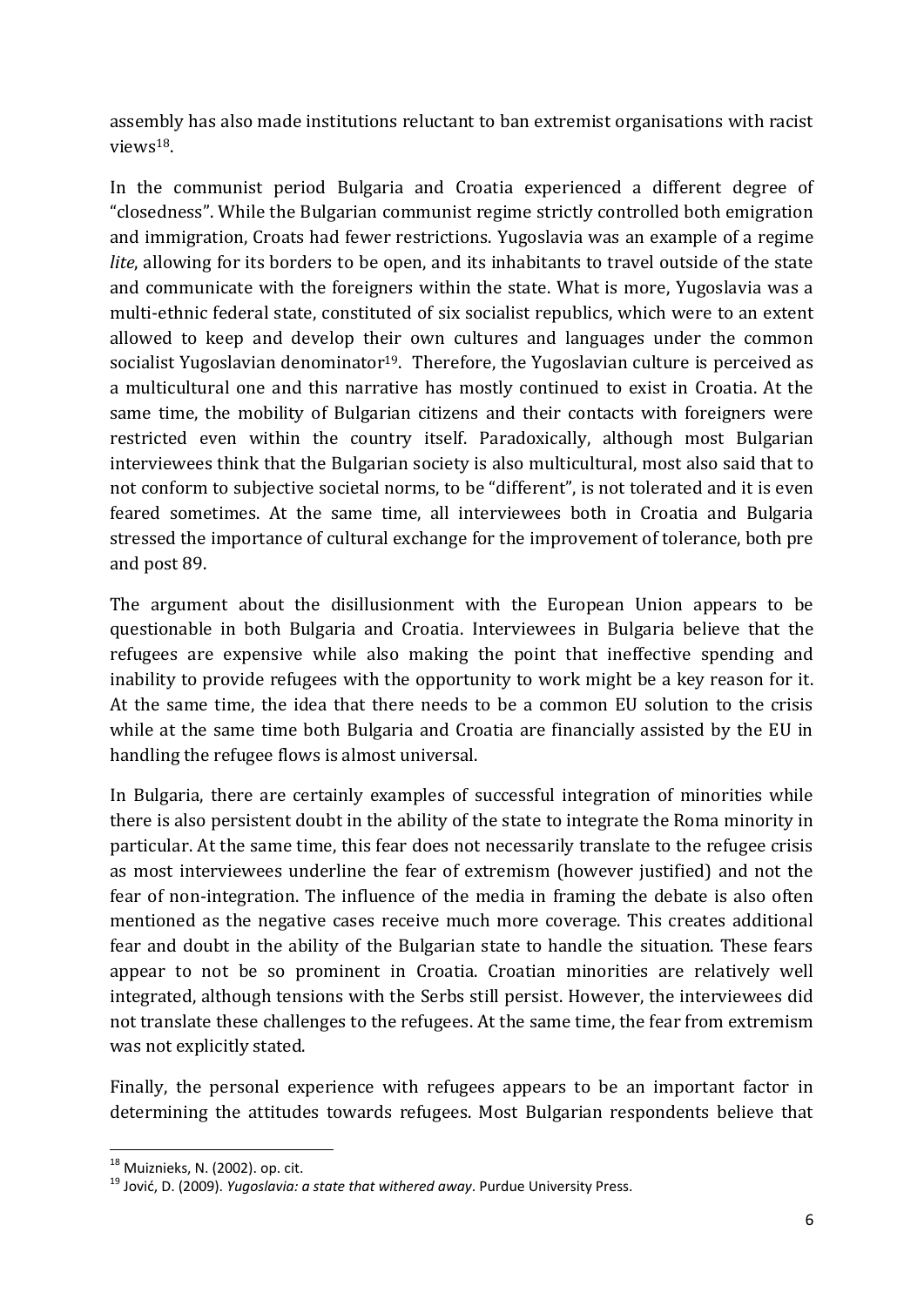assembly has also made institutions reluctant to ban extremist organisations with racist views[18].

In the communist period Bulgaria and Croatia experienced a different degree of "closedness". While the Bulgarian communist regime strictly controlled both emigration and immigration, Croats had fewer restrictions. Yugoslavia was an example of a regime *lite*, allowing for its borders to be open, and its inhabitants to travel outside of the state and communicate with the foreigners within the state. What is more, Yugoslavia was a multi-ethnic federal state, constituted of six socialist republics, which were to an extent allowed to keep and develop their own cultures and languages under the common socialist Yugoslavian denominator[19]. Therefore, the Yugoslavian culture is perceived as a multicultural one and this narrative has mostly continued to exist in Croatia. At the same time, the mobility of Bulgarian citizens and their contacts with foreigners were restricted even within the country itself. Paradoxically, although most Bulgarian interviewees think that the Bulgarian society is also multicultural, most also said that to not conform to subjective societal norms, to be "different", is not tolerated and it is even feared sometimes. At the same time, all interviewees both in Croatia and Bulgaria stressed the importance of cultural exchange for the improvement of tolerance, both pre and post 89.

The argument about the disillusionment with the European Union appears to be questionable in both Bulgaria and Croatia. Interviewees in Bulgaria believe that the refugees are expensive while also making the point that ineffective spending and inability to provide refugees with the opportunity to work might be a key reason for it. At the same time, the idea that there needs to be a common EU solution to the crisis while at the same time both Bulgaria and Croatia are financially assisted by the EU in handling the refugee flows is almost universal.

In Bulgaria, there are certainly examples of successful integration of minorities while there is also persistent doubt in the ability of the state to integrate the Roma minority in particular. At the same time, this fear does not necessarily translate to the refugee crisis as most interviewees underline the fear of extremism (however justified) and not the fear of non-integration. The influence of the media in framing the debate is also often mentioned as the negative cases receive much more coverage. This creates additional fear and doubt in the ability of the Bulgarian state to handle the situation. These fears appear to not be so prominent in Croatia. Croatian minorities are relatively well integrated, although tensions with the Serbs still persist. However, the interviewees did not translate these challenges to the refugees. At the same time, the fear from extremism was not explicitly stated.

Finally, the personal experience with refugees appears to be an important factor in determining the attitudes towards refugees. Most Bulgarian respondents believe that

[18] Muiznieks, N. (2002). op. cit.

[19] Jović, D. (2009). *Yugoslavia: a state that withered away*. Purdue University Press.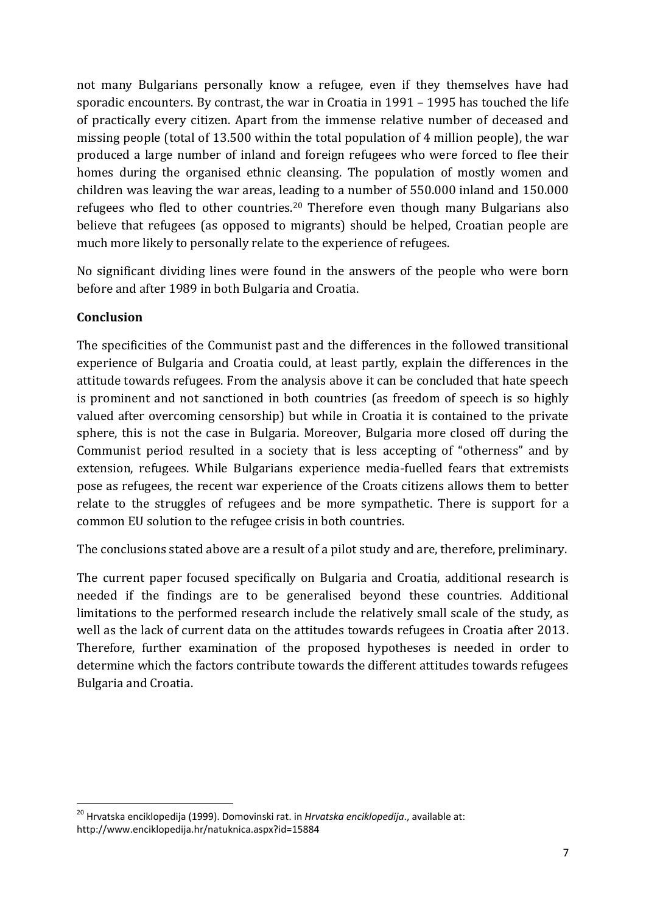not many Bulgarians personally know a refugee, even if they themselves have had sporadic encounters. By contrast, the war in Croatia in 1991 – 1995 has touched the life of practically every citizen. Apart from the immense relative number of deceased and missing people (total of 13.500 within the total population of 4 million people), the war produced a large number of inland and foreign refugees who were forced to flee their homes during the organised ethnic cleansing. The population of mostly women and children was leaving the war areas, leading to a number of 550.000 inland and 150.000 refugees who fled to other countries.[20] Therefore even though many Bulgarians also believe that refugees (as opposed to migrants) should be helped, Croatian people are much more likely to personally relate to the experience of refugees.

No significant dividing lines were found in the answers of the people who were born before and after 1989 in both Bulgaria and Croatia.

## Conclusion

The specificities of the Communist past and the differences in the followed transitional experience of Bulgaria and Croatia could, at least partly, explain the differences in the attitude towards refugees. From the analysis above it can be concluded that hate speech is prominent and not sanctioned in both countries (as freedom of speech is so highly valued after overcoming censorship) but while in Croatia it is contained to the private sphere, this is not the case in Bulgaria. Moreover, Bulgaria more closed off during the Communist period resulted in a society that is less accepting of "otherness" and by extension, refugees. While Bulgarians experience media-fuelled fears that extremists pose as refugees, the recent war experience of the Croats citizens allows them to better relate to the struggles of refugees and be more sympathetic. There is support for a common EU solution to the refugee crisis in both countries.

The conclusions stated above are a result of a pilot study and are, therefore, preliminary.

The current paper focused specifically on Bulgaria and Croatia, additional research is needed if the findings are to be generalised beyond these countries. Additional limitations to the performed research include the relatively small scale of the study, as well as the lack of current data on the attitudes towards refugees in Croatia after 2013. Therefore, further examination of the proposed hypotheses is needed in order to determine which the factors contribute towards the different attitudes towards refugees Bulgaria and Croatia.

---

[20] Hrvatska enciklopedija (1999). Domovinski rat. in *Hrvatska enciklopedija*., available at: http://www.enciklopedija.hr/natuknica.aspx?id=15884